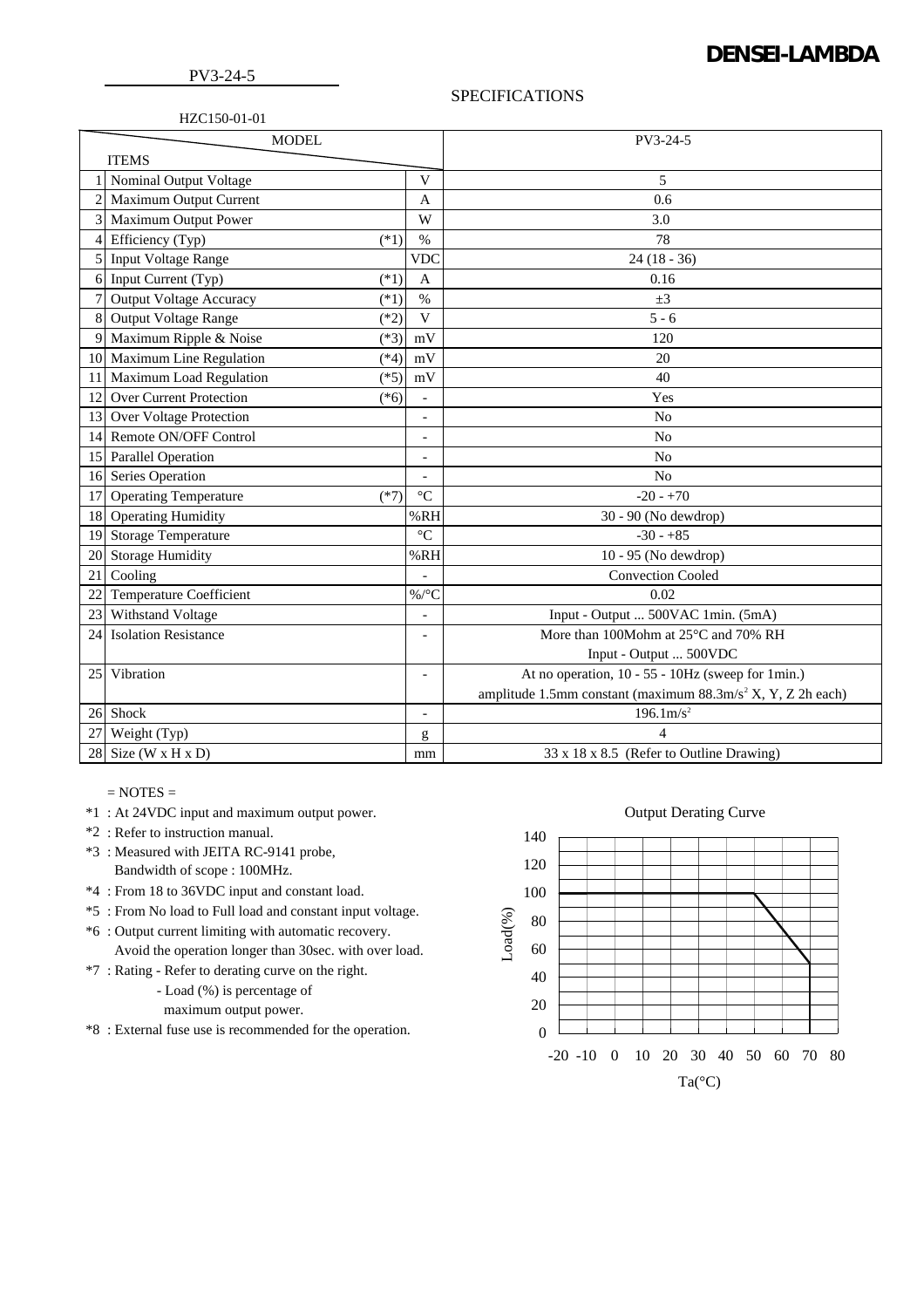**DENSEI-LAMBDA**

PV3-24-5

## SPECIFICATIONS

HZC150-01-01

| | ITEMS / MODEL | | | PV3-24-5 |
|---|---|---|---|---|
| 1 | Nominal Output Voltage | | V | 5 |
| 2 | Maximum Output Current | | A | 0.6 |
| 3 | Maximum Output Power | | W | 3.0 |
| 4 | Efficiency (Typ) | (*1) | % | 78 |
| 5 | Input Voltage Range | | VDC | 24 (18 - 36) |
| 6 | Input Current (Typ) | (*1) | A | 0.16 |
| 7 | Output Voltage Accuracy | (*1) | % | ±3 |
| 8 | Output Voltage Range | (*2) | V | 5 - 6 |
| 9 | Maximum Ripple & Noise | (*3) | mV | 120 |
| 10 | Maximum Line Regulation | (*4) | mV | 20 |
| 11 | Maximum Load Regulation | (*5) | mV | 40 |
| 12 | Over Current Protection | (*6) | - | Yes |
| 13 | Over Voltage Protection | | - | No |
| 14 | Remote ON/OFF Control | | - | No |
| 15 | Parallel Operation | | - | No |
| 16 | Series Operation | | - | No |
| 17 | Operating Temperature | (*7) | °C | -20 - +70 |
| 18 | Operating Humidity | | %RH | 30 - 90 (No dewdrop) |
| 19 | Storage Temperature | | °C | -30 - +85 |
| 20 | Storage Humidity | | %RH | 10 - 95 (No dewdrop) |
| 21 | Cooling | | - | Convection Cooled |
| 22 | Temperature Coefficient | | %/°C | 0.02 |
| 23 | Withstand Voltage | | - | Input - Output ... 500VAC 1min. (5mA) |
| 24 | Isolation Resistance | | - | More than 100Mohm at 25°C and 70% RH<br>Input - Output ... 500VDC |
| 25 | Vibration | | - | At no operation, 10 - 55 - 10Hz (sweep for 1min.)<br>amplitude 1.5mm constant (maximum 88.3m/s² X, Y, Z 2h each) |
| 26 | Shock | | - | 196.1m/s² |
| 27 | Weight (Typ) | | g | 4 |
| 28 | Size (W x H x D) | | mm | 33 x 18 x 8.5 (Refer to Outline Drawing) |

= NOTES =

*1 : At 24VDC input and maximum output power.
*2 : Refer to instruction manual.
*3 : Measured with JEITA RC-9141 probe,
  Bandwidth of scope : 100MHz.
*4 : From 18 to 36VDC input and constant load.
*5 : From No load to Full load and constant input voltage.
*6 : Output current limiting with automatic recovery.
  Avoid the operation longer than 30sec. with over load.
*7 : Rating - Refer to derating curve on the right.
  - Load (%) is percentage of
  maximum output power.
*8 : External fuse use is recommended for the operation.

Output Derating Curve

| Ta(°C) | Load(%) |
|---|---|
| -20 | 100 |
| 50 | 100 |
| 70 | 50 |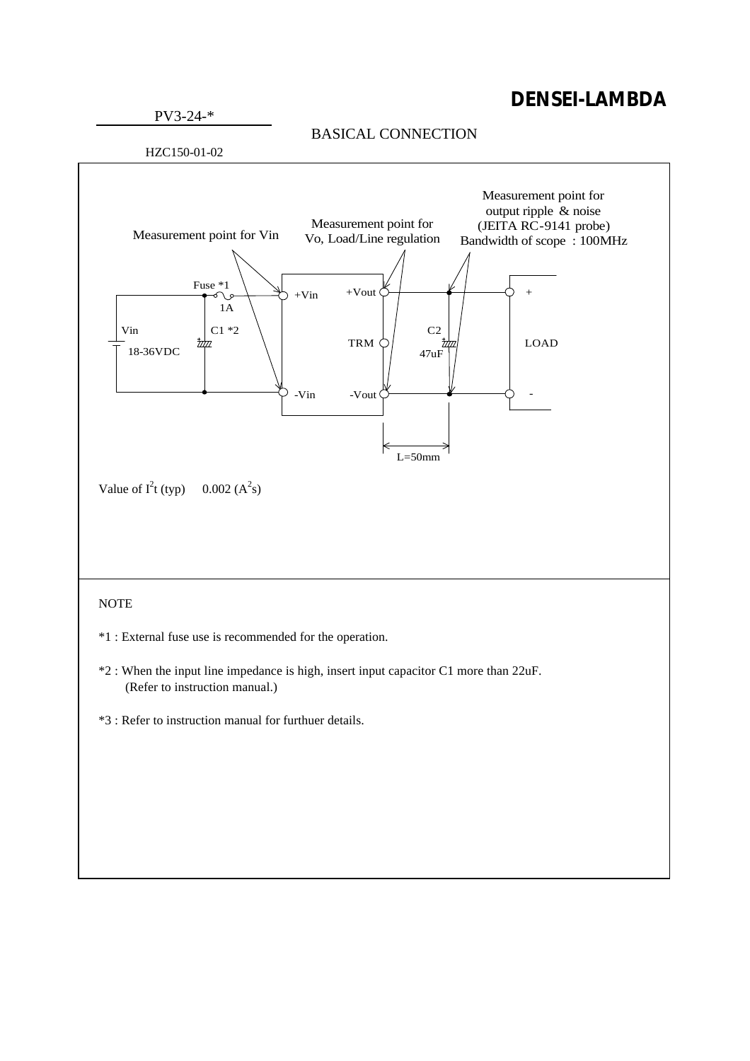PV3-24-*

HZC150-01-02

**DENSEI-LAMBDA**

## BASICAL CONNECTION

Measurement point for Vin

Measurement point for Vo, Load/Line regulation

Measurement point for output ripple & noise (JEITA RC-9141 probe) Bandwidth of scope : 100MHz

Fuse *1
1A

Vin
18-36VDC

C1 *2

+Vin

-Vin

+Vout

TRM

-Vout

C2
47uF

LOAD

+

-

L=50mm

Value of $I^2t$ (typ) 0.002 ($A^2s$)

NOTE

*1 : External fuse use is recommended for the operation.

*2 : When the input line impedance is high, insert input capacitor C1 more than 22uF.
(Refer to instruction manual.)

*3 : Refer to instruction manual for furthuer details.